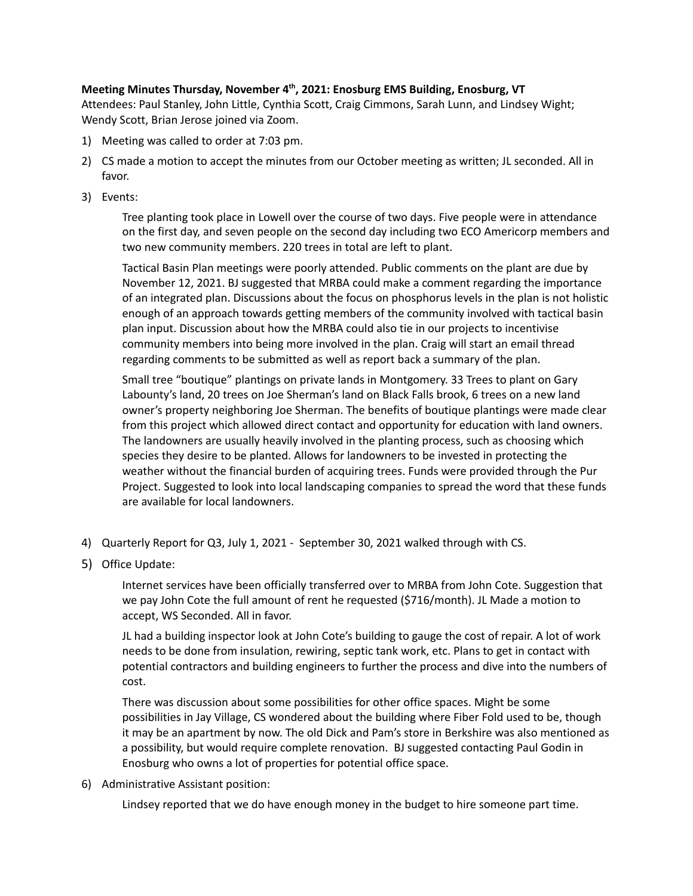**Meeting Minutes Thursday, November 4th, 2021: Enosburg EMS Building, Enosburg, VT**

Attendees: Paul Stanley, John Little, Cynthia Scott, Craig Cimmons, Sarah Lunn, and Lindsey Wight; Wendy Scott, Brian Jerose joined via Zoom.

1) Meeting was called to order at 7:03 pm.
2) CS made a motion to accept the minutes from our October meeting as written; JL seconded. All in favor.
3) Events:

   Tree planting took place in Lowell over the course of two days. Five people were in attendance on the first day, and seven people on the second day including two ECO Americorp members and two new community members. 220 trees in total are left to plant.

   Tactical Basin Plan meetings were poorly attended. Public comments on the plant are due by November 12, 2021. BJ suggested that MRBA could make a comment regarding the importance of an integrated plan. Discussions about the focus on phosphorus levels in the plan is not holistic enough of an approach towards getting members of the community involved with tactical basin plan input. Discussion about how the MRBA could also tie in our projects to incentivise community members into being more involved in the plan. Craig will start an email thread regarding comments to be submitted as well as report back a summary of the plan.

   Small tree "boutique" plantings on private lands in Montgomery. 33 Trees to plant on Gary Labounty's land, 20 trees on Joe Sherman's land on Black Falls brook, 6 trees on a new land owner's property neighboring Joe Sherman. The benefits of boutique plantings were made clear from this project which allowed direct contact and opportunity for education with land owners. The landowners are usually heavily involved in the planting process, such as choosing which species they desire to be planted. Allows for landowners to be invested in protecting the weather without the financial burden of acquiring trees. Funds were provided through the Pur Project. Suggested to look into local landscaping companies to spread the word that these funds are available for local landowners.

4) Quarterly Report for Q3, July 1, 2021 - September 30, 2021 walked through with CS.
5) Office Update:

   Internet services have been officially transferred over to MRBA from John Cote. Suggestion that we pay John Cote the full amount of rent he requested ($716/month). JL Made a motion to accept, WS Seconded. All in favor.

   JL had a building inspector look at John Cote's building to gauge the cost of repair. A lot of work needs to be done from insulation, rewiring, septic tank work, etc. Plans to get in contact with potential contractors and building engineers to further the process and dive into the numbers of cost.

   There was discussion about some possibilities for other office spaces. Might be some possibilities in Jay Village, CS wondered about the building where Fiber Fold used to be, though it may be an apartment by now. The old Dick and Pam's store in Berkshire was also mentioned as a possibility, but would require complete renovation. BJ suggested contacting Paul Godin in Enosburg who owns a lot of properties for potential office space.

6) Administrative Assistant position:

   Lindsey reported that we do have enough money in the budget to hire someone part time.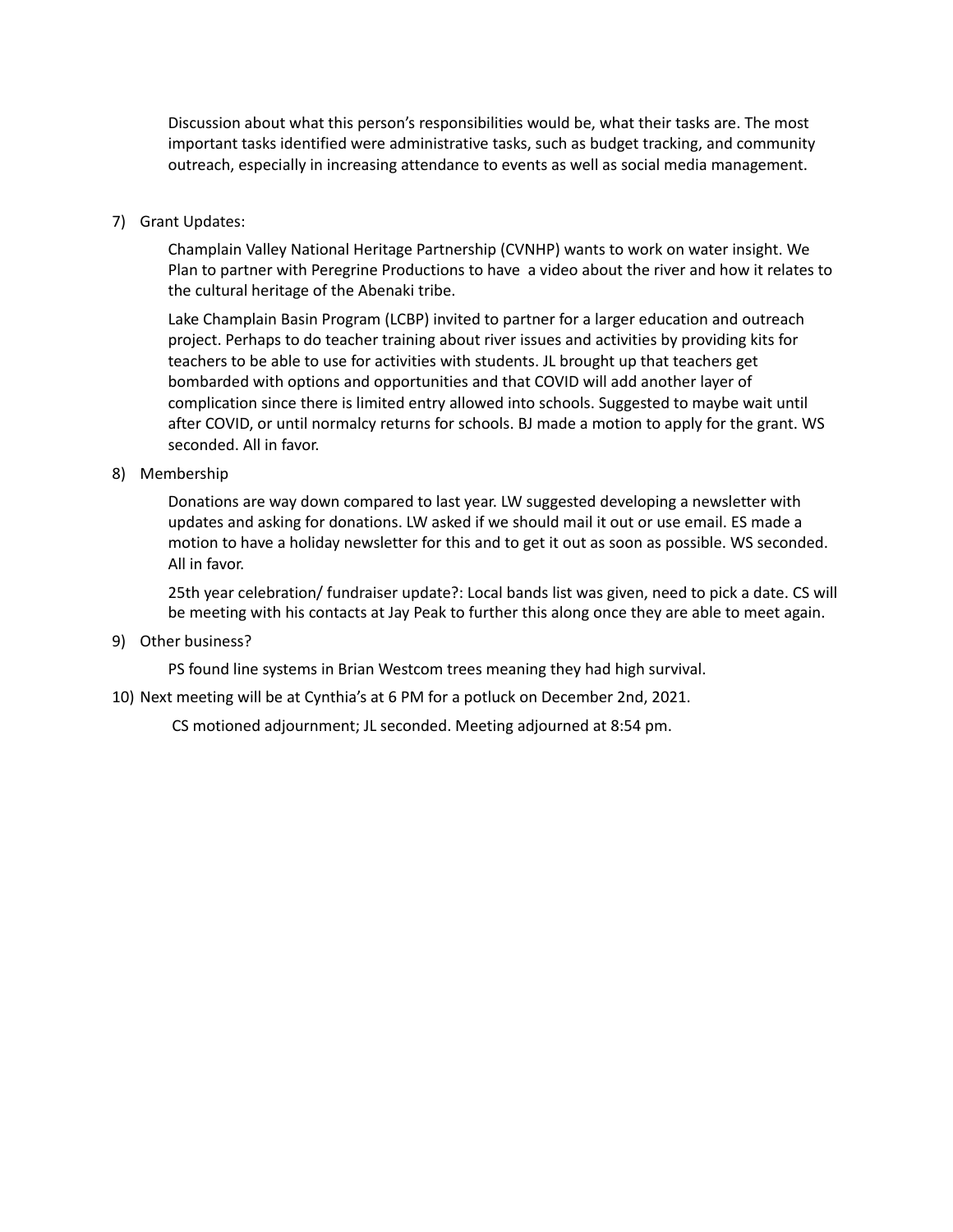Discussion about what this person's responsibilities would be, what their tasks are. The most important tasks identified were administrative tasks, such as budget tracking, and community outreach, especially in increasing attendance to events as well as social media management.

7) Grant Updates:

   Champlain Valley National Heritage Partnership (CVNHP) wants to work on water insight. We Plan to partner with Peregrine Productions to have a video about the river and how it relates to the cultural heritage of the Abenaki tribe.

   Lake Champlain Basin Program (LCBP) invited to partner for a larger education and outreach project. Perhaps to do teacher training about river issues and activities by providing kits for teachers to be able to use for activities with students. JL brought up that teachers get bombarded with options and opportunities and that COVID will add another layer of complication since there is limited entry allowed into schools. Suggested to maybe wait until after COVID, or until normalcy returns for schools. BJ made a motion to apply for the grant. WS seconded. All in favor.

8) Membership

   Donations are way down compared to last year. LW suggested developing a newsletter with updates and asking for donations. LW asked if we should mail it out or use email. ES made a motion to have a holiday newsletter for this and to get it out as soon as possible. WS seconded. All in favor.

   25th year celebration/ fundraiser update?: Local bands list was given, need to pick a date. CS will be meeting with his contacts at Jay Peak to further this along once they are able to meet again.

9) Other business?

   PS found line systems in Brian Westcom trees meaning they had high survival.

10) Next meeting will be at Cynthia's at 6 PM for a potluck on December 2nd, 2021.

    CS motioned adjournment; JL seconded. Meeting adjourned at 8:54 pm.